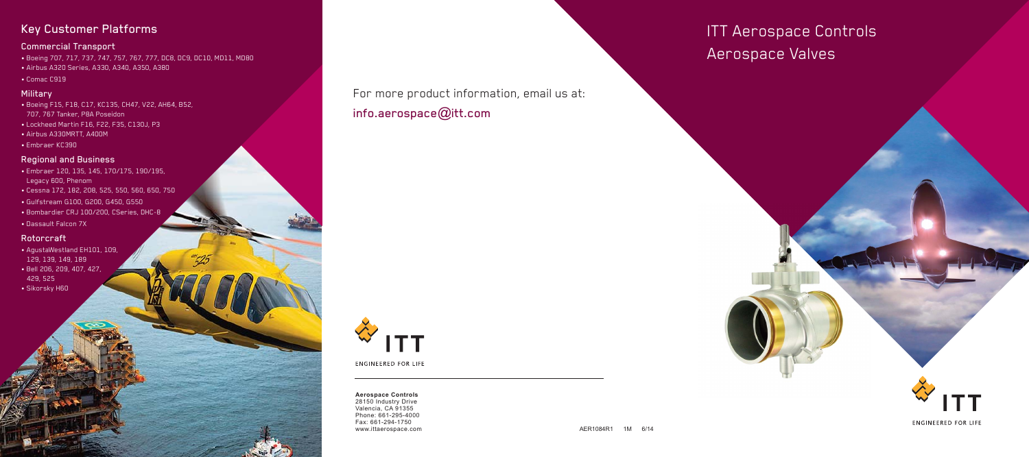# ITT Aerospace Controls
# Aerospace Valves

ITT
ENGINEERED FOR LIFE

## Key Customer Platforms

### Commercial Transport

- Boeing 707, 717, 737, 747, 757, 767, 777, DC8, DC9, DC10, MD11, MD80
- Airbus A320 Series, A330, A340, A350, A380
- Comac C919

### Military

- Boeing F15, F18, C17, KC135, CH47, V22, AH64, B52, 707, 767 Tanker, P8A Poseidon
- Lockheed Martin F16, F22, F35, C130J, P3
- Airbus A330MRTT, A400M
- Embraer KC390

### Regional and Business

- Embraer 120, 135, 145, 170/175, 190/195, Legacy 600, Phenom
- Cessna 172, 182, 208, 525, 550, 560, 650, 750
- Gulfstream G100, G200, G450, G550
- Bombardier CRJ 100/200, CSeries, DHC-8
- Dassault Falcon 7X

### Rotorcraft

- AgustaWestland EH101, 109, 129, 139, 149, 189
- Bell 206, 209, 407, 427, 429, 525
- Sikorsky H60

For more product information, email us at:

**info.aerospace@itt.com**

ITT
ENGINEERED FOR LIFE

**Aerospace Controls**
28150 Industry Drive
Valencia, CA 91355
Phone: 661-295-4000
Fax: 661-294-1750
www.ittaerospace.com

AER1084R1 1M 6/14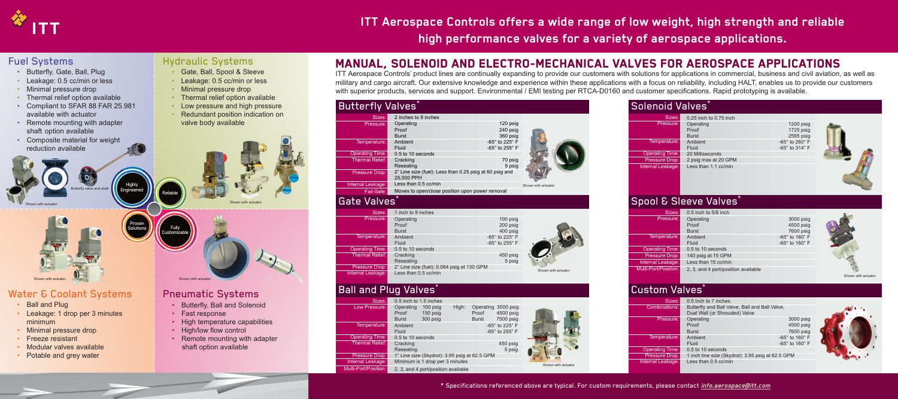# ITT Aerospace Controls offers a wide range of low weight, high strength and reliable high performance valves for a variety of aerospace applications.

## Fuel Systems

- Butterfly, Gate, Ball, Plug
- Leakage: 0.5 cc/min or less
- Minimal pressure drop
- Thermal relief option available
- Compliant to SFAR 88 FAR 25.981 available with actuator
- Remote mounting with adapter shaft option available
- Composite material for weight reduction available

Shown with actuator

Butterfly valve and shaft

Highly Engineered

## Hydraulic Systems

- Gate, Ball, Spool & Sleeve
- Leakage: 0.5 cc/min or less
- Minimal pressure drop
- Thermal relief option available
- Low pressure and high pressure
- Redundant position indication on valve body available

Reliable

Shown with actuator

Proven Solutions

Fully Customizable

Shown with actuator

Shown with actuator

## Water & Coolant Systems

- Ball and Plug
- Leakage: 1 drop per 3 minutes minimum
- Minimal pressure drop
- Freeze resistant
- Modular valves available
- Potable and grey water

## Pneumatic Systems

- Butterfly, Ball and Solenoid
- Fast response
- High temperature capabilities
- High/low flow control
- Remote mounting with adapter shaft option available

# MANUAL, SOLENOID AND ELECTRO-MECHANICAL VALVES FOR AEROSPACE APPLICATIONS

ITT Aerospace Controls' product lines are continually expanding to provide our customers with solutions for applications in commercial, business and civil aviation, as well as military and cargo aircraft. Our extensive knowledge and experience within these applications with a focus on reliability, including HALT, enables us to provide our customers with superior products, services and support. Environmental / EMI testing per RTCA-D0160 and customer specifications. Rapid prototyping is available.

## Butterfly Valves*

| | | |
|---|---|---|
| Sizes: | 2 inches to 9 inches | |
| Pressure: | Operating | 120 psig |
| | Proof | 240 psig |
| | Burst | 360 psig |
| Temperature: | Ambient | -65° to 225° F |
| | Fluid | -65° to 255° F |
| Operating Time: | 0.5 to 10 seconds | |
| Thermal Relief: | Cracking | 70 psig |
| | Reseating | 5 psig |
| Pressure Drop: | 2" Line size (fuel): Less than 0.25 psig at 60 psig and 25,000 PPH | |
| Internal Leakage: | Less than 0.5 cc/min | |
| Fail-Safe: | Moves to open/close position upon power removal | |

Shown with actuator

## Gate Valves*

| | | |
|---|---|---|
| Sizes: | 1 inch to 9 inches | |
| Pressure: | Operating | 100 psig |
| | Proof | 200 psig |
| | Burst | 400 psig |
| Temperature: | Ambient | -65° to 225° F |
| | Fluid | -65° to 255° F |
| Operating Time: | 0.5 to 10 seconds | |
| Thermal Relief: | Cracking | 450 psig |
| | Reseating | 5 psig |
| Pressure Drop: | 2" Line size (fuel): 0.064 psig at 130 GPM | |
| Internal Leakage: | Less than 0.5 cc/min | |

Shown with actuator

## Ball and Plug Valves*

| | | | | | |
|---|---|---|---|---|---|
| Sizes: | 0.5 inch to 1.5 inches | | | | |
| Low Pressure: | Operating | 100 psig | High: | Operating | 3000 psig |
| | Proof | 150 psig | | Proof | 4500 psig |
| | Burst | 300 psig | | Burst | 7500 psig |
| Temperature: | Ambient | | | | -65° to 225° F |
| | Fluid | | | | -65° to 255° F |
| Operating Time: | 0.5 to 10 seconds | | | | |
| Thermal Relief: | Cracking | | | | 450 psig |
| | Reseating | | | | 5 psig |
| Pressure Drop: | 1" Line size (Skydrol): 3.95 psig at 62.5 GPM | | | | |
| Internal Leakage: | Minimum is 1 drop per 3 minutes | | | | |
| Multi-Port/Position: | 2, 3, and 4 port/position available | | | | |

Shown with actuator

## Solenoid Valves*

| | | |
|---|---|---|
| Sizes: | 0.25 inch to 0.75 inch | |
| Pressure: | Operating | 1200 psig |
| | Proof | 1725 psig |
| | Burst | 2595 psig |
| Temperature: | Ambient | -65° to 260° F |
| | Fluid | -65° to 314° F |
| Operating Time: | 20 Milliseconds | |
| Pressure Drop: | 2 psig max at 20 GPM | |
| Internal Leakage: | Less than 1.1 cc/min | |

## Spool & Sleeve Valves*

| | | |
|---|---|---|
| Sizes: | 0.5 inch to 5/8 inch | |
| Pressure: | Operating | 3000 psig |
| | Proof | 4500 psig |
| | Burst | 7600 psig |
| Temperature: | Ambient | -65° to 160° F |
| | Fluid | -65° to 160° F |
| Operating Time: | 0.5 to 10 seconds | |
| Pressure Drop: | 140 psig at 15 GPM | |
| Internal Leakage: | Less than 15 cc/min | |
| Multi-Port/Position: | 2, 3, and 4 port/position available | |

Shown with actuator

## Custom Valves*

| | | |
|---|---|---|
| Sizes: | 0.5 inch to 7 inches | |
| Combinations: | Butterfly and Ball Valve, Ball and Ball Valve, Dual Wall (or Shrouded) Valve | |
| Pressure: | Operating | 3000 psig |
| | Proof | 4500 psig |
| | Burst | 7600 psig |
| Temperature: | Ambient | -65° to 160° F |
| | Fluid | -65° to 160° F |
| Operating Time: | 0.5 to 10 seconds | |
| Pressure Drop: | 1 inch line size (Skydrol): 3.95 psig at 62.5 GPM | |
| Internal Leakage: | Less than 0.5 cc/min | |

\* Specifications referenced above are typical. For custom requirements, please contact *info.aerospace@itt.com*